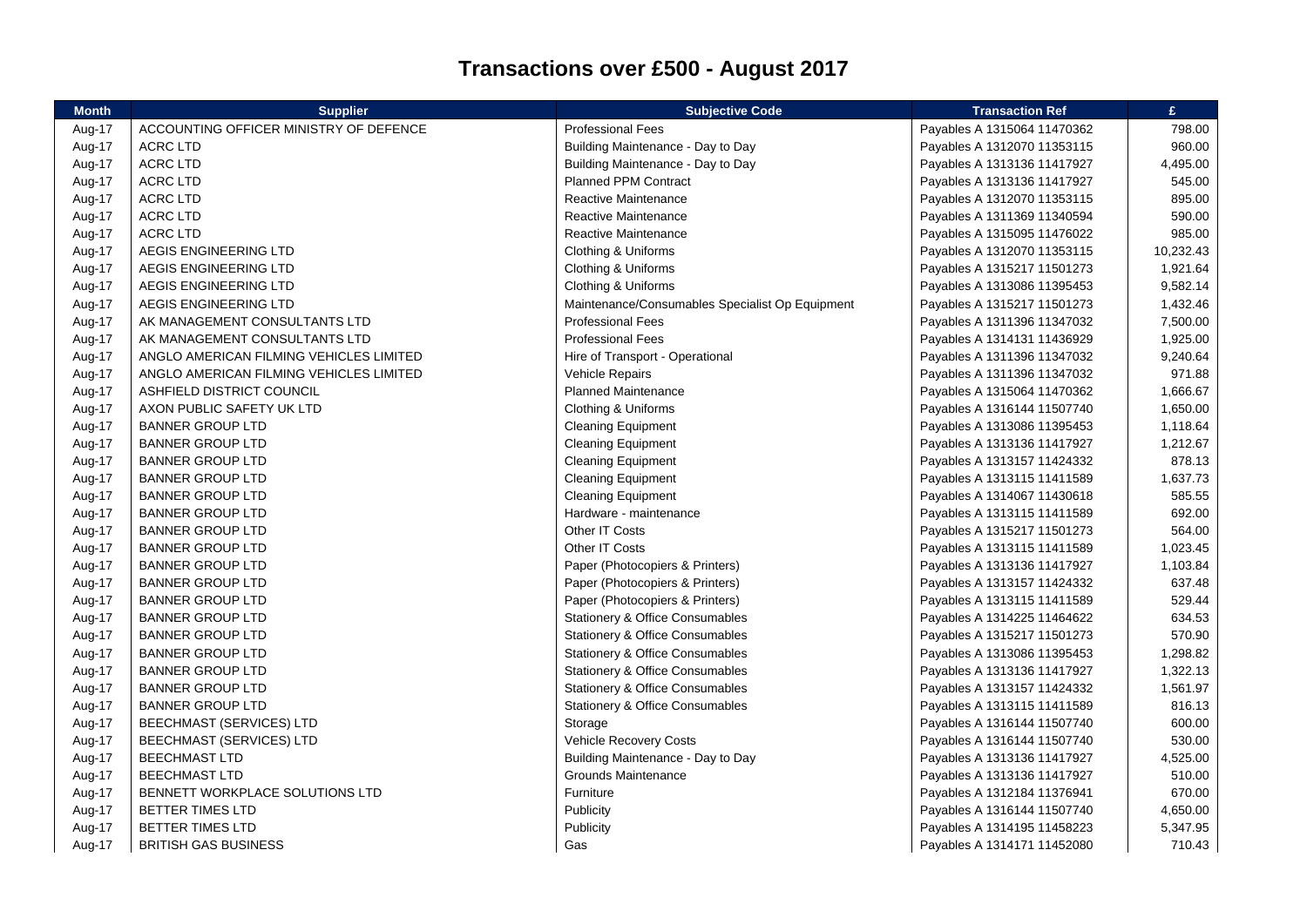# Transactions over £500 - August 2017

| Month | Supplier | Subjective Code | Transaction Ref | £ |
|---|---|---|---|---|
| Aug-17 | ACCOUNTING OFFICER MINISTRY OF DEFENCE | Professional Fees | Payables A 1315064 11470362 | 798.00 |
| Aug-17 | ACRC LTD | Building Maintenance - Day to Day | Payables A 1312070 11353115 | 960.00 |
| Aug-17 | ACRC LTD | Building Maintenance - Day to Day | Payables A 1313136 11417927 | 4,495.00 |
| Aug-17 | ACRC LTD | Planned PPM Contract | Payables A 1313136 11417927 | 545.00 |
| Aug-17 | ACRC LTD | Reactive Maintenance | Payables A 1312070 11353115 | 895.00 |
| Aug-17 | ACRC LTD | Reactive Maintenance | Payables A 1311369 11340594 | 590.00 |
| Aug-17 | ACRC LTD | Reactive Maintenance | Payables A 1315095 11476022 | 985.00 |
| Aug-17 | AEGIS ENGINEERING LTD | Clothing & Uniforms | Payables A 1312070 11353115 | 10,232.43 |
| Aug-17 | AEGIS ENGINEERING LTD | Clothing & Uniforms | Payables A 1315217 11501273 | 1,921.64 |
| Aug-17 | AEGIS ENGINEERING LTD | Clothing & Uniforms | Payables A 1313086 11395453 | 9,582.14 |
| Aug-17 | AEGIS ENGINEERING LTD | Maintenance/Consumables Specialist Op Equipment | Payables A 1315217 11501273 | 1,432.46 |
| Aug-17 | AK MANAGEMENT CONSULTANTS LTD | Professional Fees | Payables A 1311396 11347032 | 7,500.00 |
| Aug-17 | AK MANAGEMENT CONSULTANTS LTD | Professional Fees | Payables A 1314131 11436929 | 1,925.00 |
| Aug-17 | ANGLO AMERICAN FILMING VEHICLES LIMITED | Hire of Transport - Operational | Payables A 1311396 11347032 | 9,240.64 |
| Aug-17 | ANGLO AMERICAN FILMING VEHICLES LIMITED | Vehicle Repairs | Payables A 1311396 11347032 | 971.88 |
| Aug-17 | ASHFIELD DISTRICT COUNCIL | Planned Maintenance | Payables A 1315064 11470362 | 1,666.67 |
| Aug-17 | AXON PUBLIC SAFETY UK LTD | Clothing & Uniforms | Payables A 1316144 11507740 | 1,650.00 |
| Aug-17 | BANNER GROUP LTD | Cleaning Equipment | Payables A 1313086 11395453 | 1,118.64 |
| Aug-17 | BANNER GROUP LTD | Cleaning Equipment | Payables A 1313136 11417927 | 1,212.67 |
| Aug-17 | BANNER GROUP LTD | Cleaning Equipment | Payables A 1313157 11424332 | 878.13 |
| Aug-17 | BANNER GROUP LTD | Cleaning Equipment | Payables A 1313115 11411589 | 1,637.73 |
| Aug-17 | BANNER GROUP LTD | Cleaning Equipment | Payables A 1314067 11430618 | 585.55 |
| Aug-17 | BANNER GROUP LTD | Hardware - maintenance | Payables A 1313115 11411589 | 692.00 |
| Aug-17 | BANNER GROUP LTD | Other IT Costs | Payables A 1315217 11501273 | 564.00 |
| Aug-17 | BANNER GROUP LTD | Other IT Costs | Payables A 1313115 11411589 | 1,023.45 |
| Aug-17 | BANNER GROUP LTD | Paper (Photocopiers & Printers) | Payables A 1313136 11417927 | 1,103.84 |
| Aug-17 | BANNER GROUP LTD | Paper (Photocopiers & Printers) | Payables A 1313157 11424332 | 637.48 |
| Aug-17 | BANNER GROUP LTD | Paper (Photocopiers & Printers) | Payables A 1313115 11411589 | 529.44 |
| Aug-17 | BANNER GROUP LTD | Stationery & Office Consumables | Payables A 1314225 11464622 | 634.53 |
| Aug-17 | BANNER GROUP LTD | Stationery & Office Consumables | Payables A 1315217 11501273 | 570.90 |
| Aug-17 | BANNER GROUP LTD | Stationery & Office Consumables | Payables A 1313086 11395453 | 1,298.82 |
| Aug-17 | BANNER GROUP LTD | Stationery & Office Consumables | Payables A 1313136 11417927 | 1,322.13 |
| Aug-17 | BANNER GROUP LTD | Stationery & Office Consumables | Payables A 1313157 11424332 | 1,561.97 |
| Aug-17 | BANNER GROUP LTD | Stationery & Office Consumables | Payables A 1313115 11411589 | 816.13 |
| Aug-17 | BEECHMAST (SERVICES) LTD | Storage | Payables A 1316144 11507740 | 600.00 |
| Aug-17 | BEECHMAST (SERVICES) LTD | Vehicle Recovery Costs | Payables A 1316144 11507740 | 530.00 |
| Aug-17 | BEECHMAST LTD | Building Maintenance - Day to Day | Payables A 1313136 11417927 | 4,525.00 |
| Aug-17 | BEECHMAST LTD | Grounds Maintenance | Payables A 1313136 11417927 | 510.00 |
| Aug-17 | BENNETT WORKPLACE SOLUTIONS LTD | Furniture | Payables A 1312184 11376941 | 670.00 |
| Aug-17 | BETTER TIMES LTD | Publicity | Payables A 1316144 11507740 | 4,650.00 |
| Aug-17 | BETTER TIMES LTD | Publicity | Payables A 1314195 11458223 | 5,347.95 |
| Aug-17 | BRITISH GAS BUSINESS | Gas | Payables A 1314171 11452080 | 710.43 |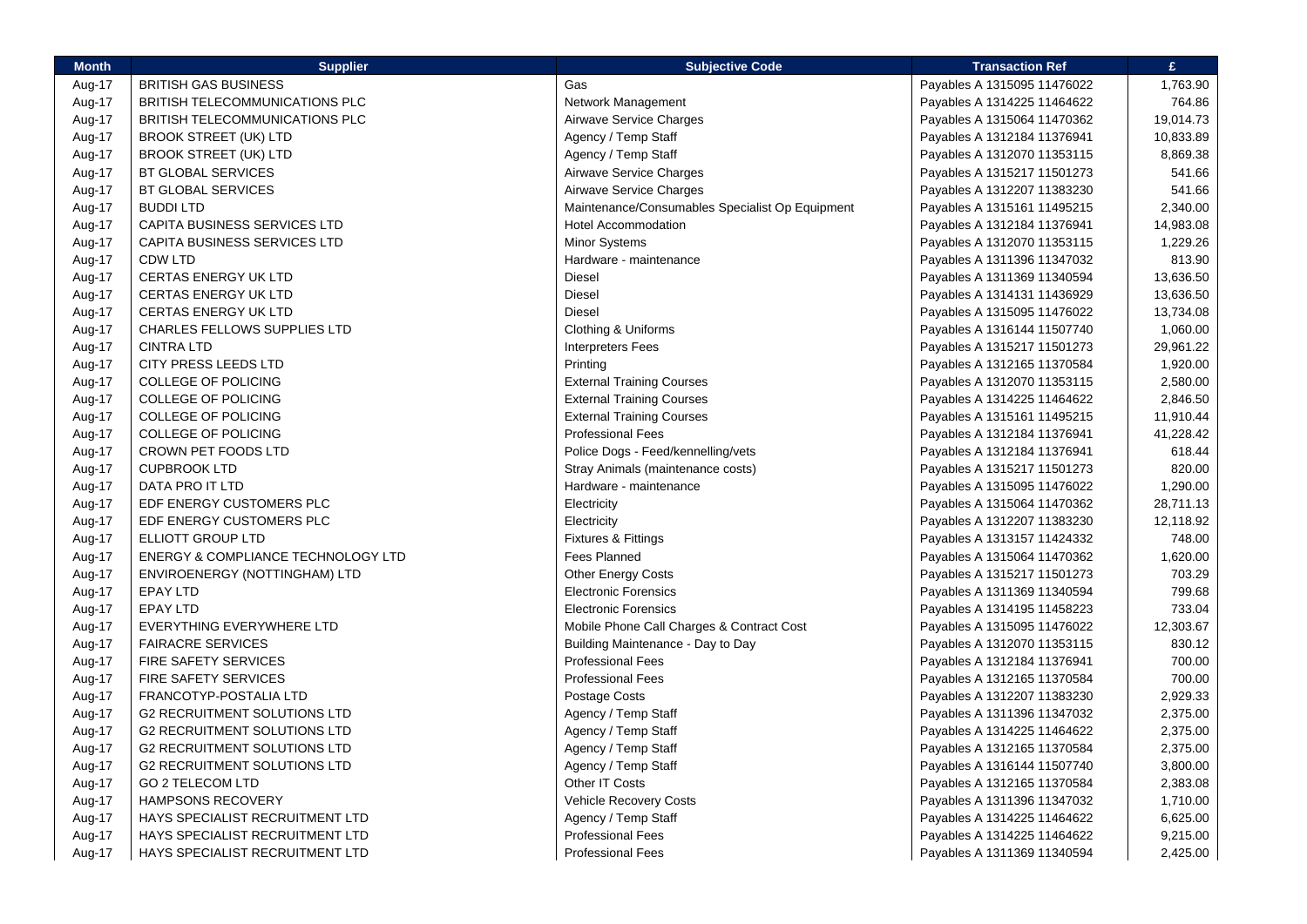| Month | Supplier | Subjective Code | Transaction Ref | £ |
|---|---|---|---|---|
| Aug-17 | BRITISH GAS BUSINESS | Gas | Payables A 1315095 11476022 | 1,763.90 |
| Aug-17 | BRITISH TELECOMMUNICATIONS PLC | Network Management | Payables A 1314225 11464622 | 764.86 |
| Aug-17 | BRITISH TELECOMMUNICATIONS PLC | Airwave Service Charges | Payables A 1315064 11470362 | 19,014.73 |
| Aug-17 | BROOK STREET (UK) LTD | Agency / Temp Staff | Payables A 1312184 11376941 | 10,833.89 |
| Aug-17 | BROOK STREET (UK) LTD | Agency / Temp Staff | Payables A 1312070 11353115 | 8,869.38 |
| Aug-17 | BT GLOBAL SERVICES | Airwave Service Charges | Payables A 1315217 11501273 | 541.66 |
| Aug-17 | BT GLOBAL SERVICES | Airwave Service Charges | Payables A 1312207 11383230 | 541.66 |
| Aug-17 | BUDDI LTD | Maintenance/Consumables Specialist Op Equipment | Payables A 1315161 11495215 | 2,340.00 |
| Aug-17 | CAPITA BUSINESS SERVICES LTD | Hotel Accommodation | Payables A 1312184 11376941 | 14,983.08 |
| Aug-17 | CAPITA BUSINESS SERVICES LTD | Minor Systems | Payables A 1312070 11353115 | 1,229.26 |
| Aug-17 | CDW LTD | Hardware - maintenance | Payables A 1311396 11347032 | 813.90 |
| Aug-17 | CERTAS ENERGY UK LTD | Diesel | Payables A 1311369 11340594 | 13,636.50 |
| Aug-17 | CERTAS ENERGY UK LTD | Diesel | Payables A 1314131 11436929 | 13,636.50 |
| Aug-17 | CERTAS ENERGY UK LTD | Diesel | Payables A 1315095 11476022 | 13,734.08 |
| Aug-17 | CHARLES FELLOWS SUPPLIES LTD | Clothing & Uniforms | Payables A 1316144 11507740 | 1,060.00 |
| Aug-17 | CINTRA LTD | Interpreters Fees | Payables A 1315217 11501273 | 29,961.22 |
| Aug-17 | CITY PRESS LEEDS LTD | Printing | Payables A 1312165 11370584 | 1,920.00 |
| Aug-17 | COLLEGE OF POLICING | External Training Courses | Payables A 1312070 11353115 | 2,580.00 |
| Aug-17 | COLLEGE OF POLICING | External Training Courses | Payables A 1314225 11464622 | 2,846.50 |
| Aug-17 | COLLEGE OF POLICING | External Training Courses | Payables A 1315161 11495215 | 11,910.44 |
| Aug-17 | COLLEGE OF POLICING | Professional Fees | Payables A 1312184 11376941 | 41,228.42 |
| Aug-17 | CROWN PET FOODS LTD | Police Dogs - Feed/kennelling/vets | Payables A 1312184 11376941 | 618.44 |
| Aug-17 | CUPBROOK LTD | Stray Animals (maintenance costs) | Payables A 1315217 11501273 | 820.00 |
| Aug-17 | DATA PRO IT LTD | Hardware - maintenance | Payables A 1315095 11476022 | 1,290.00 |
| Aug-17 | EDF ENERGY CUSTOMERS PLC | Electricity | Payables A 1315064 11470362 | 28,711.13 |
| Aug-17 | EDF ENERGY CUSTOMERS PLC | Electricity | Payables A 1312207 11383230 | 12,118.92 |
| Aug-17 | ELLIOTT GROUP LTD | Fixtures & Fittings | Payables A 1313157 11424332 | 748.00 |
| Aug-17 | ENERGY & COMPLIANCE TECHNOLOGY LTD | Fees Planned | Payables A 1315064 11470362 | 1,620.00 |
| Aug-17 | ENVIROENERGY (NOTTINGHAM) LTD | Other Energy Costs | Payables A 1315217 11501273 | 703.29 |
| Aug-17 | EPAY LTD | Electronic Forensics | Payables A 1311369 11340594 | 799.68 |
| Aug-17 | EPAY LTD | Electronic Forensics | Payables A 1314195 11458223 | 733.04 |
| Aug-17 | EVERYTHING EVERYWHERE LTD | Mobile Phone Call Charges & Contract Cost | Payables A 1315095 11476022 | 12,303.67 |
| Aug-17 | FAIRACRE SERVICES | Building Maintenance - Day to Day | Payables A 1312070 11353115 | 830.12 |
| Aug-17 | FIRE SAFETY SERVICES | Professional Fees | Payables A 1312184 11376941 | 700.00 |
| Aug-17 | FIRE SAFETY SERVICES | Professional Fees | Payables A 1312165 11370584 | 700.00 |
| Aug-17 | FRANCOTYP-POSTALIA LTD | Postage Costs | Payables A 1312207 11383230 | 2,929.33 |
| Aug-17 | G2 RECRUITMENT SOLUTIONS LTD | Agency / Temp Staff | Payables A 1311396 11347032 | 2,375.00 |
| Aug-17 | G2 RECRUITMENT SOLUTIONS LTD | Agency / Temp Staff | Payables A 1314225 11464622 | 2,375.00 |
| Aug-17 | G2 RECRUITMENT SOLUTIONS LTD | Agency / Temp Staff | Payables A 1312165 11370584 | 2,375.00 |
| Aug-17 | G2 RECRUITMENT SOLUTIONS LTD | Agency / Temp Staff | Payables A 1316144 11507740 | 3,800.00 |
| Aug-17 | GO 2 TELECOM LTD | Other IT Costs | Payables A 1312165 11370584 | 2,383.08 |
| Aug-17 | HAMPSONS RECOVERY | Vehicle Recovery Costs | Payables A 1311396 11347032 | 1,710.00 |
| Aug-17 | HAYS SPECIALIST RECRUITMENT LTD | Agency / Temp Staff | Payables A 1314225 11464622 | 6,625.00 |
| Aug-17 | HAYS SPECIALIST RECRUITMENT LTD | Professional Fees | Payables A 1314225 11464622 | 9,215.00 |
| Aug-17 | HAYS SPECIALIST RECRUITMENT LTD | Professional Fees | Payables A 1311369 11340594 | 2,425.00 |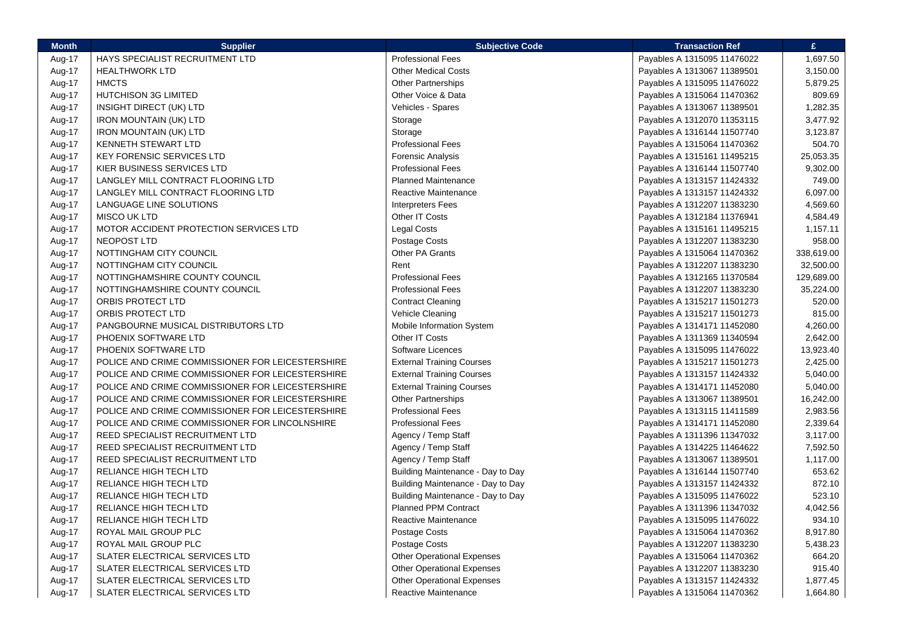| Month | Supplier | Subjective Code | Transaction Ref | £ |
|---|---|---|---|---|
| Aug-17 | HAYS SPECIALIST RECRUITMENT LTD | Professional Fees | Payables A 1315095 11476022 | 1,697.50 |
| Aug-17 | HEALTHWORK LTD | Other Medical Costs | Payables A 1313067 11389501 | 3,150.00 |
| Aug-17 | HMCTS | Other Partnerships | Payables A 1315095 11476022 | 5,879.25 |
| Aug-17 | HUTCHISON 3G LIMITED | Other Voice & Data | Payables A 1315064 11470362 | 809.69 |
| Aug-17 | INSIGHT DIRECT (UK) LTD | Vehicles - Spares | Payables A 1313067 11389501 | 1,282.35 |
| Aug-17 | IRON MOUNTAIN (UK) LTD | Storage | Payables A 1312070 11353115 | 3,477.92 |
| Aug-17 | IRON MOUNTAIN (UK) LTD | Storage | Payables A 1316144 11507740 | 3,123.87 |
| Aug-17 | KENNETH STEWART LTD | Professional Fees | Payables A 1315064 11470362 | 504.70 |
| Aug-17 | KEY FORENSIC SERVICES LTD | Forensic Analysis | Payables A 1315161 11495215 | 25,053.35 |
| Aug-17 | KIER BUSINESS SERVICES LTD | Professional Fees | Payables A 1316144 11507740 | 9,302.00 |
| Aug-17 | LANGLEY MILL CONTRACT FLOORING LTD | Planned Maintenance | Payables A 1313157 11424332 | 749.00 |
| Aug-17 | LANGLEY MILL CONTRACT FLOORING LTD | Reactive Maintenance | Payables A 1313157 11424332 | 6,097.00 |
| Aug-17 | LANGUAGE LINE SOLUTIONS | Interpreters Fees | Payables A 1312207 11383230 | 4,569.60 |
| Aug-17 | MISCO UK LTD | Other IT Costs | Payables A 1312184 11376941 | 4,584.49 |
| Aug-17 | MOTOR ACCIDENT PROTECTION SERVICES LTD | Legal Costs | Payables A 1315161 11495215 | 1,157.11 |
| Aug-17 | NEOPOST LTD | Postage Costs | Payables A 1312207 11383230 | 958.00 |
| Aug-17 | NOTTINGHAM CITY COUNCIL | Other PA Grants | Payables A 1315064 11470362 | 338,619.00 |
| Aug-17 | NOTTINGHAM CITY COUNCIL | Rent | Payables A 1312207 11383230 | 32,500.00 |
| Aug-17 | NOTTINGHAMSHIRE COUNTY COUNCIL | Professional Fees | Payables A 1312165 11370584 | 129,689.00 |
| Aug-17 | NOTTINGHAMSHIRE COUNTY COUNCIL | Professional Fees | Payables A 1312207 11383230 | 35,224.00 |
| Aug-17 | ORBIS PROTECT LTD | Contract Cleaning | Payables A 1315217 11501273 | 520.00 |
| Aug-17 | ORBIS PROTECT LTD | Vehicle Cleaning | Payables A 1315217 11501273 | 815.00 |
| Aug-17 | PANGBOURNE MUSICAL DISTRIBUTORS LTD | Mobile Information System | Payables A 1314171 11452080 | 4,260.00 |
| Aug-17 | PHOENIX SOFTWARE LTD | Other IT Costs | Payables A 1311369 11340594 | 2,642.00 |
| Aug-17 | PHOENIX SOFTWARE LTD | Software Licences | Payables A 1315095 11476022 | 13,923.40 |
| Aug-17 | POLICE AND CRIME COMMISSIONER FOR LEICESTERSHIRE | External Training Courses | Payables A 1315217 11501273 | 2,425.00 |
| Aug-17 | POLICE AND CRIME COMMISSIONER FOR LEICESTERSHIRE | External Training Courses | Payables A 1313157 11424332 | 5,040.00 |
| Aug-17 | POLICE AND CRIME COMMISSIONER FOR LEICESTERSHIRE | External Training Courses | Payables A 1314171 11452080 | 5,040.00 |
| Aug-17 | POLICE AND CRIME COMMISSIONER FOR LEICESTERSHIRE | Other Partnerships | Payables A 1313067 11389501 | 16,242.00 |
| Aug-17 | POLICE AND CRIME COMMISSIONER FOR LEICESTERSHIRE | Professional Fees | Payables A 1313115 11411589 | 2,983.56 |
| Aug-17 | POLICE AND CRIME COMMISSIONER FOR LINCOLNSHIRE | Professional Fees | Payables A 1314171 11452080 | 2,339.64 |
| Aug-17 | REED SPECIALIST RECRUITMENT LTD | Agency / Temp Staff | Payables A 1311396 11347032 | 3,117.00 |
| Aug-17 | REED SPECIALIST RECRUITMENT LTD | Agency / Temp Staff | Payables A 1314225 11464622 | 7,592.50 |
| Aug-17 | REED SPECIALIST RECRUITMENT LTD | Agency / Temp Staff | Payables A 1313067 11389501 | 1,117.00 |
| Aug-17 | RELIANCE HIGH TECH LTD | Building Maintenance - Day to Day | Payables A 1316144 11507740 | 653.62 |
| Aug-17 | RELIANCE HIGH TECH LTD | Building Maintenance - Day to Day | Payables A 1313157 11424332 | 872.10 |
| Aug-17 | RELIANCE HIGH TECH LTD | Building Maintenance - Day to Day | Payables A 1315095 11476022 | 523.10 |
| Aug-17 | RELIANCE HIGH TECH LTD | Planned PPM Contract | Payables A 1311396 11347032 | 4,042.56 |
| Aug-17 | RELIANCE HIGH TECH LTD | Reactive Maintenance | Payables A 1315095 11476022 | 934.10 |
| Aug-17 | ROYAL MAIL GROUP PLC | Postage Costs | Payables A 1315064 11470362 | 8,917.80 |
| Aug-17 | ROYAL MAIL GROUP PLC | Postage Costs | Payables A 1312207 11383230 | 5,438.23 |
| Aug-17 | SLATER ELECTRICAL SERVICES LTD | Other Operational Expenses | Payables A 1315064 11470362 | 664.20 |
| Aug-17 | SLATER ELECTRICAL SERVICES LTD | Other Operational Expenses | Payables A 1312207 11383230 | 915.40 |
| Aug-17 | SLATER ELECTRICAL SERVICES LTD | Other Operational Expenses | Payables A 1313157 11424332 | 1,877.45 |
| Aug-17 | SLATER ELECTRICAL SERVICES LTD | Reactive Maintenance | Payables A 1315064 11470362 | 1,664.80 |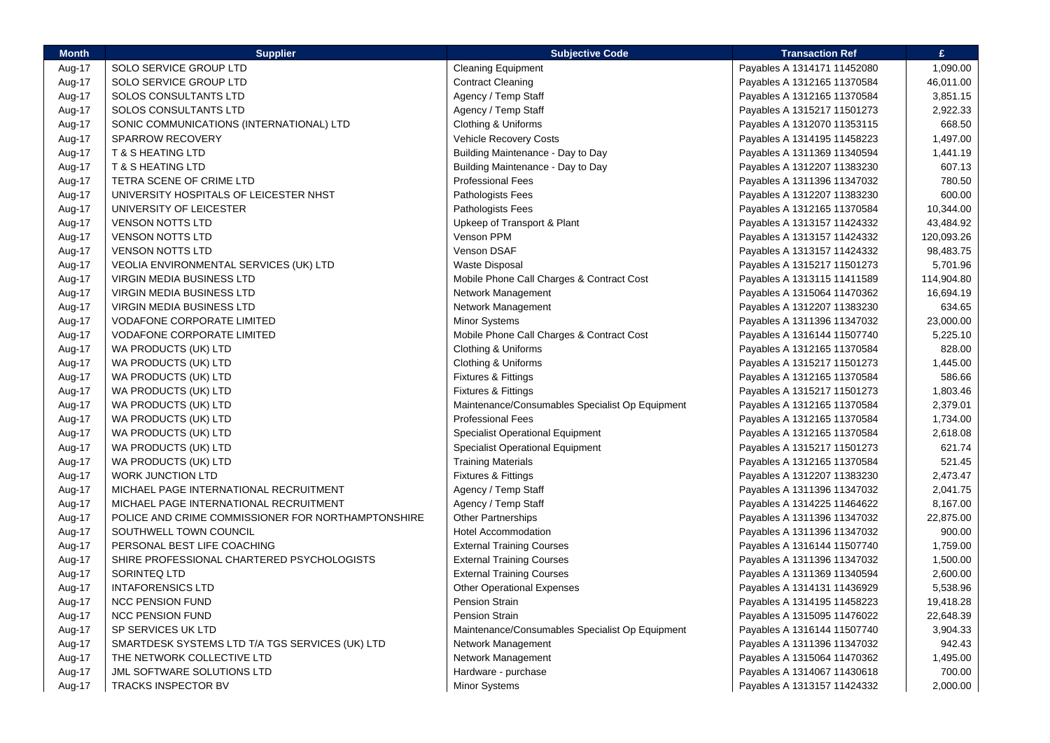| Month | Supplier | Subjective Code | Transaction Ref | £ |
|---|---|---|---|---|
| Aug-17 | SOLO SERVICE GROUP LTD | Cleaning Equipment | Payables A 1314171 11452080 | 1,090.00 |
| Aug-17 | SOLO SERVICE GROUP LTD | Contract Cleaning | Payables A 1312165 11370584 | 46,011.00 |
| Aug-17 | SOLOS CONSULTANTS LTD | Agency / Temp Staff | Payables A 1312165 11370584 | 3,851.15 |
| Aug-17 | SOLOS CONSULTANTS LTD | Agency / Temp Staff | Payables A 1315217 11501273 | 2,922.33 |
| Aug-17 | SONIC COMMUNICATIONS (INTERNATIONAL) LTD | Clothing & Uniforms | Payables A 1312070 11353115 | 668.50 |
| Aug-17 | SPARROW RECOVERY | Vehicle Recovery Costs | Payables A 1314195 11458223 | 1,497.00 |
| Aug-17 | T & S HEATING LTD | Building Maintenance - Day to Day | Payables A 1311369 11340594 | 1,441.19 |
| Aug-17 | T & S HEATING LTD | Building Maintenance - Day to Day | Payables A 1312207 11383230 | 607.13 |
| Aug-17 | TETRA SCENE OF CRIME LTD | Professional Fees | Payables A 1311396 11347032 | 780.50 |
| Aug-17 | UNIVERSITY HOSPITALS OF LEICESTER NHST | Pathologists Fees | Payables A 1312207 11383230 | 600.00 |
| Aug-17 | UNIVERSITY OF LEICESTER | Pathologists Fees | Payables A 1312165 11370584 | 10,344.00 |
| Aug-17 | VENSON NOTTS LTD | Upkeep of Transport & Plant | Payables A 1313157 11424332 | 43,484.92 |
| Aug-17 | VENSON NOTTS LTD | Venson PPM | Payables A 1313157 11424332 | 120,093.26 |
| Aug-17 | VENSON NOTTS LTD | Venson DSAF | Payables A 1313157 11424332 | 98,483.75 |
| Aug-17 | VEOLIA ENVIRONMENTAL SERVICES (UK) LTD | Waste Disposal | Payables A 1315217 11501273 | 5,701.96 |
| Aug-17 | VIRGIN MEDIA BUSINESS LTD | Mobile Phone Call Charges & Contract Cost | Payables A 1313115 11411589 | 114,904.80 |
| Aug-17 | VIRGIN MEDIA BUSINESS LTD | Network Management | Payables A 1315064 11470362 | 16,694.19 |
| Aug-17 | VIRGIN MEDIA BUSINESS LTD | Network Management | Payables A 1312207 11383230 | 634.65 |
| Aug-17 | VODAFONE CORPORATE LIMITED | Minor Systems | Payables A 1311396 11347032 | 23,000.00 |
| Aug-17 | VODAFONE CORPORATE LIMITED | Mobile Phone Call Charges & Contract Cost | Payables A 1316144 11507740 | 5,225.10 |
| Aug-17 | WA PRODUCTS (UK) LTD | Clothing & Uniforms | Payables A 1312165 11370584 | 828.00 |
| Aug-17 | WA PRODUCTS (UK) LTD | Clothing & Uniforms | Payables A 1315217 11501273 | 1,445.00 |
| Aug-17 | WA PRODUCTS (UK) LTD | Fixtures & Fittings | Payables A 1312165 11370584 | 586.66 |
| Aug-17 | WA PRODUCTS (UK) LTD | Fixtures & Fittings | Payables A 1315217 11501273 | 1,803.46 |
| Aug-17 | WA PRODUCTS (UK) LTD | Maintenance/Consumables Specialist Op Equipment | Payables A 1312165 11370584 | 2,379.01 |
| Aug-17 | WA PRODUCTS (UK) LTD | Professional Fees | Payables A 1312165 11370584 | 1,734.00 |
| Aug-17 | WA PRODUCTS (UK) LTD | Specialist Operational Equipment | Payables A 1312165 11370584 | 2,618.08 |
| Aug-17 | WA PRODUCTS (UK) LTD | Specialist Operational Equipment | Payables A 1315217 11501273 | 621.74 |
| Aug-17 | WA PRODUCTS (UK) LTD | Training Materials | Payables A 1312165 11370584 | 521.45 |
| Aug-17 | WORK JUNCTION LTD | Fixtures & Fittings | Payables A 1312207 11383230 | 2,473.47 |
| Aug-17 | MICHAEL PAGE INTERNATIONAL RECRUITMENT | Agency / Temp Staff | Payables A 1311396 11347032 | 2,041.75 |
| Aug-17 | MICHAEL PAGE INTERNATIONAL RECRUITMENT | Agency / Temp Staff | Payables A 1314225 11464622 | 8,167.00 |
| Aug-17 | POLICE AND CRIME COMMISSIONER FOR NORTHAMPTONSHIRE | Other Partnerships | Payables A 1311396 11347032 | 22,875.00 |
| Aug-17 | SOUTHWELL TOWN COUNCIL | Hotel Accommodation | Payables A 1311396 11347032 | 900.00 |
| Aug-17 | PERSONAL BEST LIFE COACHING | External Training Courses | Payables A 1316144 11507740 | 1,759.00 |
| Aug-17 | SHIRE PROFESSIONAL CHARTERED PSYCHOLOGISTS | External Training Courses | Payables A 1311396 11347032 | 1,500.00 |
| Aug-17 | SORINTEQ LTD | External Training Courses | Payables A 1311369 11340594 | 2,600.00 |
| Aug-17 | INTAFORENSICS LTD | Other Operational Expenses | Payables A 1314131 11436929 | 5,538.96 |
| Aug-17 | NCC PENSION FUND | Pension Strain | Payables A 1314195 11458223 | 19,418.28 |
| Aug-17 | NCC PENSION FUND | Pension Strain | Payables A 1315095 11476022 | 22,648.39 |
| Aug-17 | SP SERVICES UK LTD | Maintenance/Consumables Specialist Op Equipment | Payables A 1316144 11507740 | 3,904.33 |
| Aug-17 | SMARTDESK SYSTEMS LTD T/A TGS SERVICES (UK) LTD | Network Management | Payables A 1311396 11347032 | 942.43 |
| Aug-17 | THE NETWORK COLLECTIVE LTD | Network Management | Payables A 1315064 11470362 | 1,495.00 |
| Aug-17 | JML SOFTWARE SOLUTIONS LTD | Hardware - purchase | Payables A 1314067 11430618 | 700.00 |
| Aug-17 | TRACKS INSPECTOR BV | Minor Systems | Payables A 1313157 11424332 | 2,000.00 |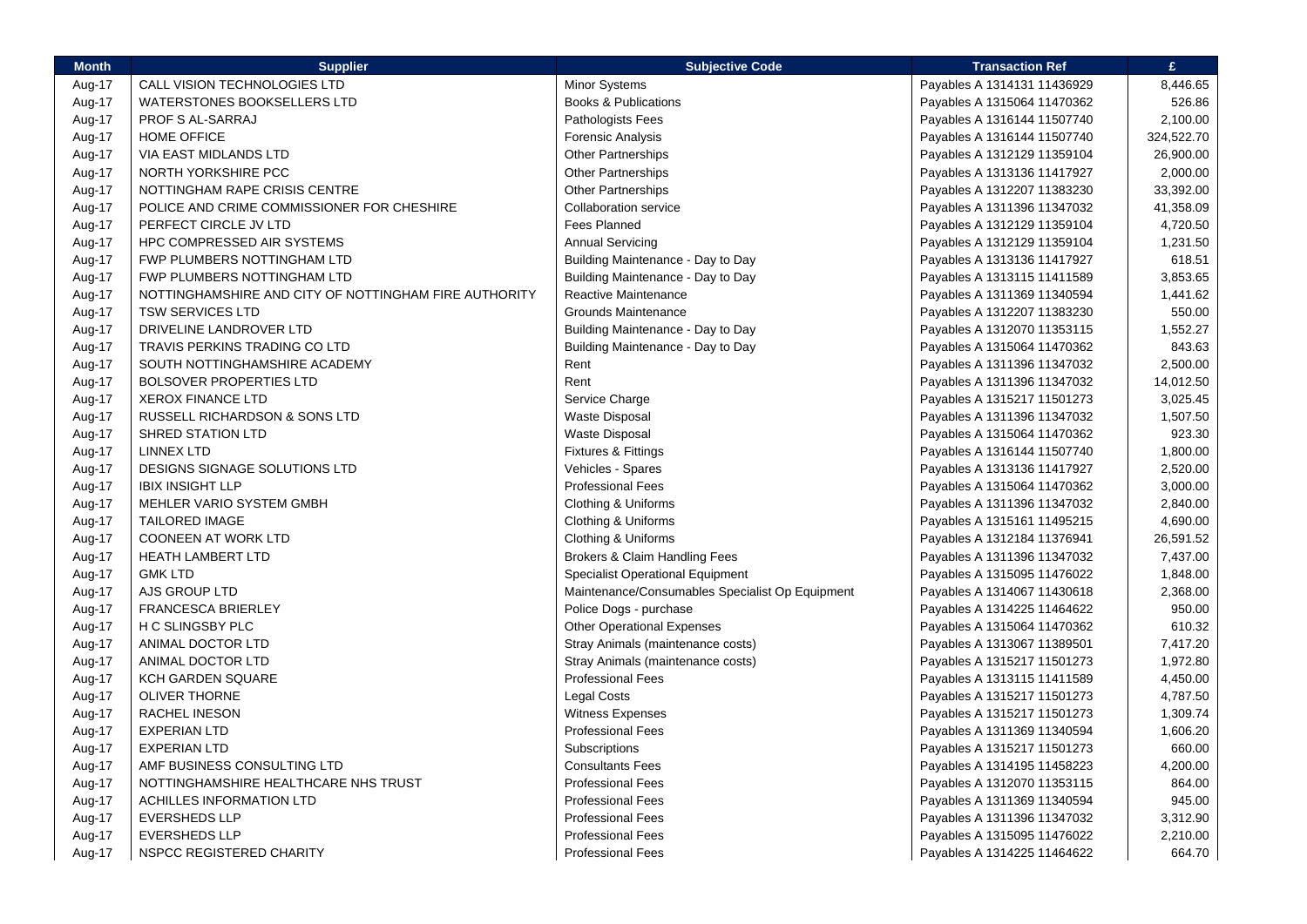| Month | Supplier | Subjective Code | Transaction Ref | £ |
|---|---|---|---|---|
| Aug-17 | CALL VISION TECHNOLOGIES LTD | Minor Systems | Payables A 1314131 11436929 | 8,446.65 |
| Aug-17 | WATERSTONES BOOKSELLERS LTD | Books & Publications | Payables A 1315064 11470362 | 526.86 |
| Aug-17 | PROF S AL-SARRAJ | Pathologists Fees | Payables A 1316144 11507740 | 2,100.00 |
| Aug-17 | HOME OFFICE | Forensic Analysis | Payables A 1316144 11507740 | 324,522.70 |
| Aug-17 | VIA EAST MIDLANDS LTD | Other Partnerships | Payables A 1312129 11359104 | 26,900.00 |
| Aug-17 | NORTH YORKSHIRE PCC | Other Partnerships | Payables A 1313136 11417927 | 2,000.00 |
| Aug-17 | NOTTINGHAM RAPE CRISIS CENTRE | Other Partnerships | Payables A 1312207 11383230 | 33,392.00 |
| Aug-17 | POLICE AND CRIME COMMISSIONER FOR CHESHIRE | Collaboration service | Payables A 1311396 11347032 | 41,358.09 |
| Aug-17 | PERFECT CIRCLE JV LTD | Fees Planned | Payables A 1312129 11359104 | 4,720.50 |
| Aug-17 | HPC COMPRESSED AIR SYSTEMS | Annual Servicing | Payables A 1312129 11359104 | 1,231.50 |
| Aug-17 | FWP PLUMBERS NOTTINGHAM LTD | Building Maintenance - Day to Day | Payables A 1313136 11417927 | 618.51 |
| Aug-17 | FWP PLUMBERS NOTTINGHAM LTD | Building Maintenance - Day to Day | Payables A 1313115 11411589 | 3,853.65 |
| Aug-17 | NOTTINGHAMSHIRE AND CITY OF NOTTINGHAM FIRE AUTHORITY | Reactive Maintenance | Payables A 1311369 11340594 | 1,441.62 |
| Aug-17 | TSW SERVICES LTD | Grounds Maintenance | Payables A 1312207 11383230 | 550.00 |
| Aug-17 | DRIVELINE LANDROVER LTD | Building Maintenance - Day to Day | Payables A 1312070 11353115 | 1,552.27 |
| Aug-17 | TRAVIS PERKINS TRADING CO LTD | Building Maintenance - Day to Day | Payables A 1315064 11470362 | 843.63 |
| Aug-17 | SOUTH NOTTINGHAMSHIRE ACADEMY | Rent | Payables A 1311396 11347032 | 2,500.00 |
| Aug-17 | BOLSOVER PROPERTIES LTD | Rent | Payables A 1311396 11347032 | 14,012.50 |
| Aug-17 | XEROX FINANCE LTD | Service Charge | Payables A 1315217 11501273 | 3,025.45 |
| Aug-17 | RUSSELL RICHARDSON & SONS LTD | Waste Disposal | Payables A 1311396 11347032 | 1,507.50 |
| Aug-17 | SHRED STATION LTD | Waste Disposal | Payables A 1315064 11470362 | 923.30 |
| Aug-17 | LINNEX LTD | Fixtures & Fittings | Payables A 1316144 11507740 | 1,800.00 |
| Aug-17 | DESIGNS SIGNAGE SOLUTIONS LTD | Vehicles - Spares | Payables A 1313136 11417927 | 2,520.00 |
| Aug-17 | IBIX INSIGHT LLP | Professional Fees | Payables A 1315064 11470362 | 3,000.00 |
| Aug-17 | MEHLER VARIO SYSTEM GMBH | Clothing & Uniforms | Payables A 1311396 11347032 | 2,840.00 |
| Aug-17 | TAILORED IMAGE | Clothing & Uniforms | Payables A 1315161 11495215 | 4,690.00 |
| Aug-17 | COONEEN AT WORK LTD | Clothing & Uniforms | Payables A 1312184 11376941 | 26,591.52 |
| Aug-17 | HEATH LAMBERT LTD | Brokers & Claim Handling Fees | Payables A 1311396 11347032 | 7,437.00 |
| Aug-17 | GMK LTD | Specialist Operational Equipment | Payables A 1315095 11476022 | 1,848.00 |
| Aug-17 | AJS GROUP LTD | Maintenance/Consumables Specialist Op Equipment | Payables A 1314067 11430618 | 2,368.00 |
| Aug-17 | FRANCESCA BRIERLEY | Police Dogs - purchase | Payables A 1314225 11464622 | 950.00 |
| Aug-17 | H C SLINGSBY PLC | Other Operational Expenses | Payables A 1315064 11470362 | 610.32 |
| Aug-17 | ANIMAL DOCTOR LTD | Stray Animals (maintenance costs) | Payables A 1313067 11389501 | 7,417.20 |
| Aug-17 | ANIMAL DOCTOR LTD | Stray Animals (maintenance costs) | Payables A 1315217 11501273 | 1,972.80 |
| Aug-17 | KCH GARDEN SQUARE | Professional Fees | Payables A 1313115 11411589 | 4,450.00 |
| Aug-17 | OLIVER THORNE | Legal Costs | Payables A 1315217 11501273 | 4,787.50 |
| Aug-17 | RACHEL INESON | Witness Expenses | Payables A 1315217 11501273 | 1,309.74 |
| Aug-17 | EXPERIAN LTD | Professional Fees | Payables A 1311369 11340594 | 1,606.20 |
| Aug-17 | EXPERIAN LTD | Subscriptions | Payables A 1315217 11501273 | 660.00 |
| Aug-17 | AMF BUSINESS CONSULTING LTD | Consultants Fees | Payables A 1314195 11458223 | 4,200.00 |
| Aug-17 | NOTTINGHAMSHIRE HEALTHCARE NHS TRUST | Professional Fees | Payables A 1312070 11353115 | 864.00 |
| Aug-17 | ACHILLES INFORMATION LTD | Professional Fees | Payables A 1311369 11340594 | 945.00 |
| Aug-17 | EVERSHEDS LLP | Professional Fees | Payables A 1311396 11347032 | 3,312.90 |
| Aug-17 | EVERSHEDS LLP | Professional Fees | Payables A 1315095 11476022 | 2,210.00 |
| Aug-17 | NSPCC REGISTERED CHARITY | Professional Fees | Payables A 1314225 11464622 | 664.70 |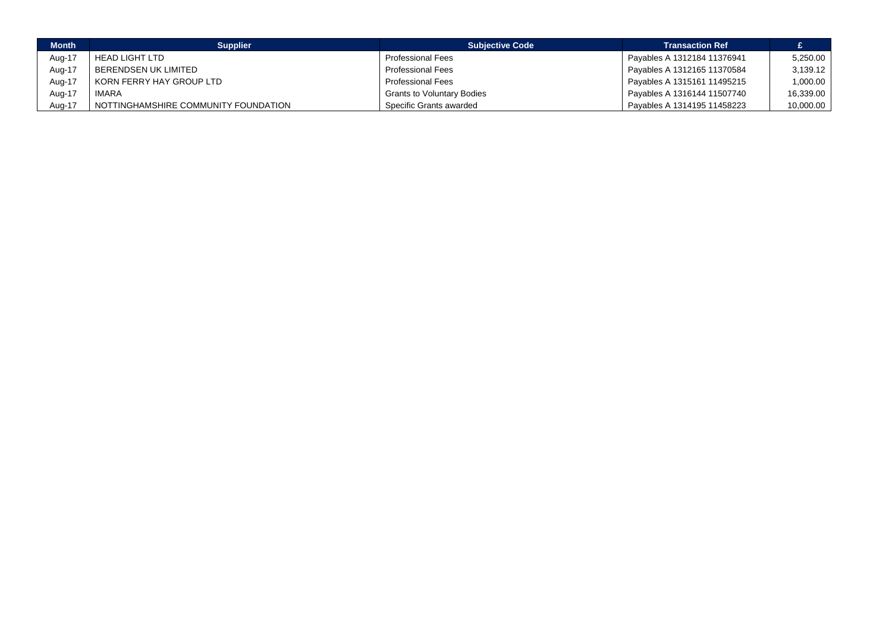| Month | Supplier | Subjective Code | Transaction Ref | £ |
|---|---|---|---|---|
| Aug-17 | HEAD LIGHT LTD | Professional Fees | Payables A 1312184 11376941 | 5,250.00 |
| Aug-17 | BERENDSEN UK LIMITED | Professional Fees | Payables A 1312165 11370584 | 3,139.12 |
| Aug-17 | KORN FERRY HAY GROUP LTD | Professional Fees | Payables A 1315161 11495215 | 1,000.00 |
| Aug-17 | IMARA | Grants to Voluntary Bodies | Payables A 1316144 11507740 | 16,339.00 |
| Aug-17 | NOTTINGHAMSHIRE COMMUNITY FOUNDATION | Specific Grants awarded | Payables A 1314195 11458223 | 10,000.00 |